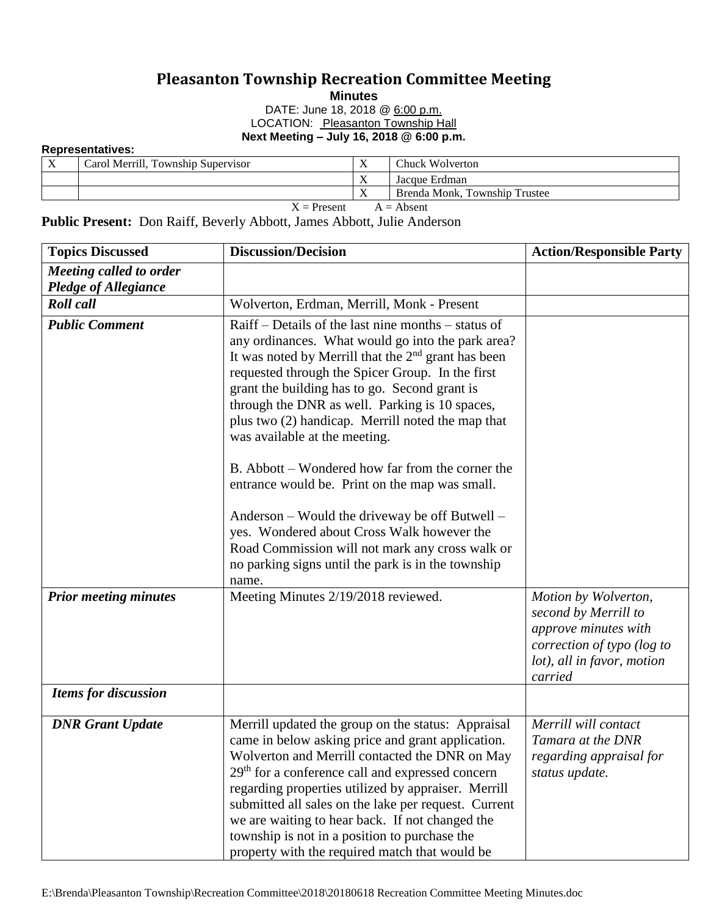# Pleasanton Township Recreation Committee Meeting

**Minutes**

DATE: June 18, 2018 @ 6:00 p.m.

LOCATION: Pleasanton Township Hall

**Next Meeting – July 16, 2018 @ 6:00 p.m.**

**Representatives:**

| | | | |
|---|---|---|---|
| X | Carol Merrill, Township Supervisor | X | Chuck Wolverton |
| | | X | Jacque Erdman |
| | | X | Brenda Monk, Township Trustee |

X = Present A = Absent

**Public Present:** Don Raiff, Beverly Abbott, James Abbott, Julie Anderson

| Topics Discussed | Discussion/Decision | Action/Responsible Party |
|---|---|---|
| ***Meeting called to order Pledge of Allegiance*** | | |
| ***Roll call*** | Wolverton, Erdman, Merrill, Monk - Present | |
| ***Public Comment*** | Raiff – Details of the last nine months – status of any ordinances. What would go into the park area? It was noted by Merrill that the 2nd grant has been requested through the Spicer Group. In the first grant the building has to go. Second grant is through the DNR as well. Parking is 10 spaces, plus two (2) handicap. Merrill noted the map that was available at the meeting.<br><br>B. Abbott – Wondered how far from the corner the entrance would be. Print on the map was small.<br><br>Anderson – Would the driveway be off Butwell – yes. Wondered about Cross Walk however the Road Commission will not mark any cross walk or no parking signs until the park is in the township name. | |
| ***Prior meeting minutes*** | Meeting Minutes 2/19/2018 reviewed. | *Motion by Wolverton, second by Merrill to approve minutes with correction of typo (log to lot), all in favor, motion carried* |
| ***Items for discussion*** | | |
| ***DNR Grant Update*** | Merrill updated the group on the status: Appraisal came in below asking price and grant application. Wolverton and Merrill contacted the DNR on May 29th for a conference call and expressed concern regarding properties utilized by appraiser. Merrill submitted all sales on the lake per request. Current we are waiting to hear back. If not changed the township is not in a position to purchase the property with the required match that would be | *Merrill will contact Tamara at the DNR regarding appraisal for status update.* |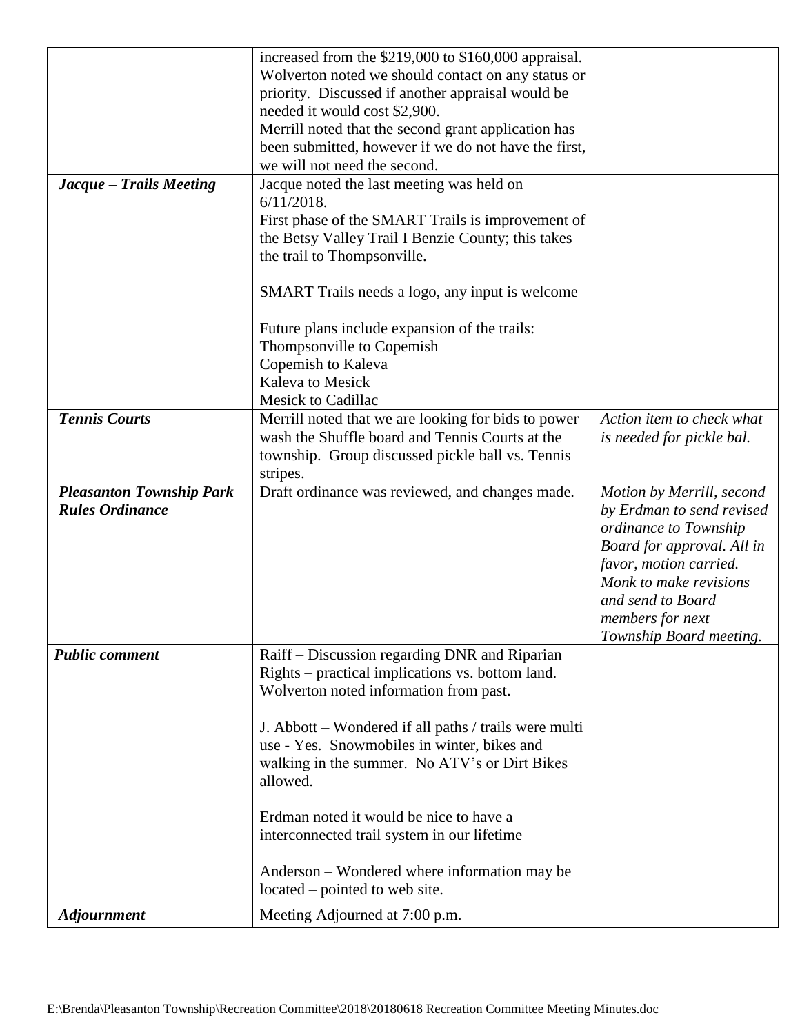| | | |
|---|---|---|
| | increased from the $219,000 to $160,000 appraisal. Wolverton noted we should contact on any status or priority. Discussed if another appraisal would be needed it would cost $2,900.<br>Merrill noted that the second grant application has been submitted, however if we do not have the first, we will not need the second. | |
| ***Jacque – Trails Meeting*** | Jacque noted the last meeting was held on 6/11/2018.<br>First phase of the SMART Trails is improvement of the Betsy Valley Trail I Benzie County; this takes the trail to Thompsonville.<br><br>SMART Trails needs a logo, any input is welcome<br><br>Future plans include expansion of the trails:<br>Thompsonville to Copemish<br>Copemish to Kaleva<br>Kaleva to Mesick<br>Mesick to Cadillac | |
| ***Tennis Courts*** | Merrill noted that we are looking for bids to power wash the Shuffle board and Tennis Courts at the township. Group discussed pickle ball vs. Tennis stripes. | *Action item to check what is needed for pickle bal.* |
| ***Pleasanton Township Park Rules Ordinance*** | Draft ordinance was reviewed, and changes made. | *Motion by Merrill, second by Erdman to send revised ordinance to Township Board for approval. All in favor, motion carried. Monk to make revisions and send to Board members for next Township Board meeting.* |
| ***Public comment*** | Raiff – Discussion regarding DNR and Riparian Rights – practical implications vs. bottom land. Wolverton noted information from past.<br><br>J. Abbott – Wondered if all paths / trails were multi use - Yes. Snowmobiles in winter, bikes and walking in the summer. No ATV's or Dirt Bikes allowed.<br><br>Erdman noted it would be nice to have a interconnected trail system in our lifetime<br><br>Anderson – Wondered where information may be located – pointed to web site. | |
| ***Adjournment*** | Meeting Adjourned at 7:00 p.m. | |

E:\Brenda\Pleasanton Township\Recreation Committee\2018\20180618 Recreation Committee Meeting Minutes.doc